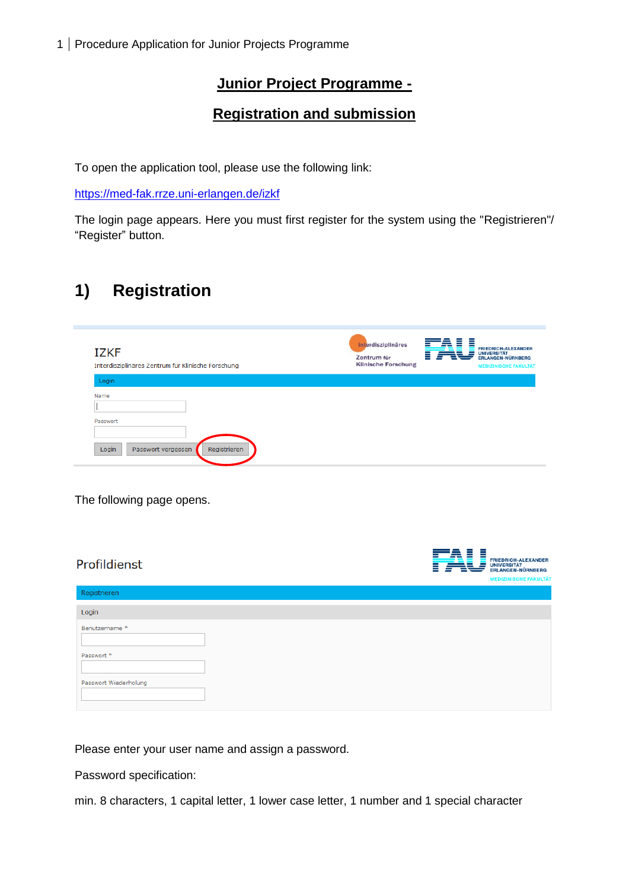# Junior Project Programme - Registration and submission

To open the application tool, please use the following link:

[https://med-fak.rrze.uni-erlangen.de/izkf](https://med-fak.rrze.uni-erlangen.de/izkf)

The login page appears. Here you must first register for the system using the "Registrieren"/ “Register” button.

## 1) Registration

The following page opens.

Please enter your user name and assign a password.

Password specification:

min. 8 characters, 1 capital letter, 1 lower case letter, 1 number and 1 special character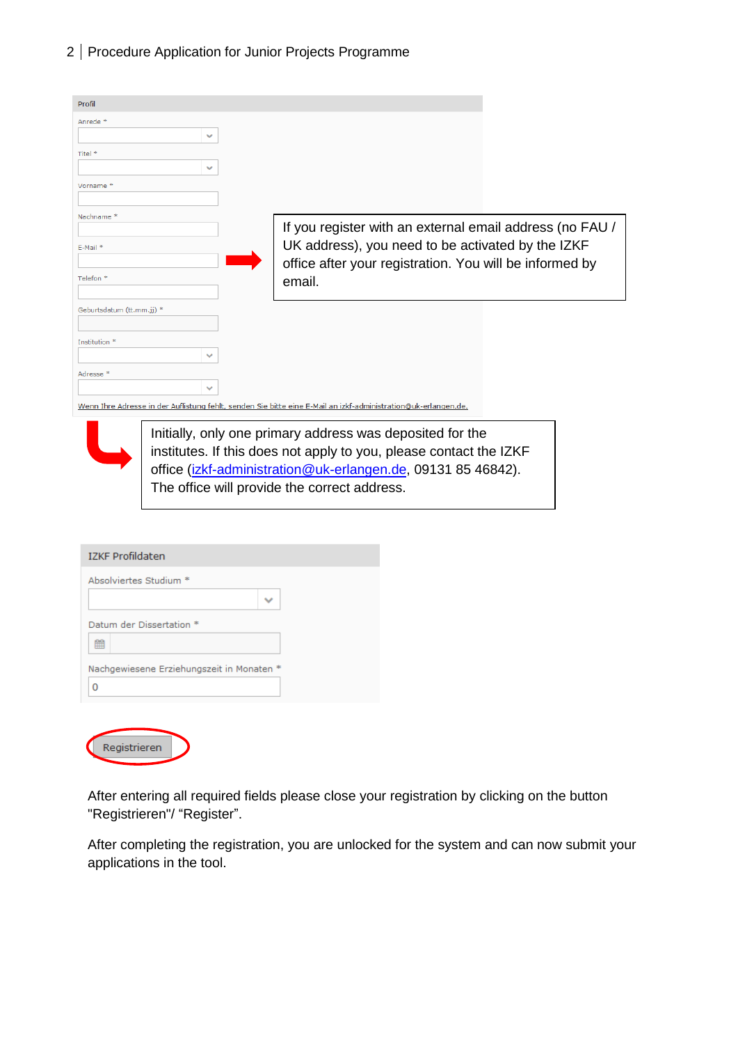Profil

Anrede *

Titel *

Vorname *

Nachname *

E-Mail *

Telefon *

Geburtsdatum (tt.mm.jj) *

Institution *

Adresse *

Wenn Ihre Adresse in der Auflistung fehlt, senden Sie bitte eine E-Mail an izkf-administration@uk-erlangen.de.

If you register with an external email address (no FAU / UK address), you need to be activated by the IZKF office after your registration. You will be informed by email.

Initially, only one primary address was deposited for the institutes. If this does not apply to you, please contact the IZKF office (izkf-administration@uk-erlangen.de, 09131 85 46842). The office will provide the correct address.

IZKF Profildaten

Absolviertes Studium *

Datum der Dissertation *

Nachgewiesene Erziehungszeit in Monaten *

0

Registrieren

After entering all required fields please close your registration by clicking on the button "Registrieren"/ “Register”.

After completing the registration, you are unlocked for the system and can now submit your applications in the tool.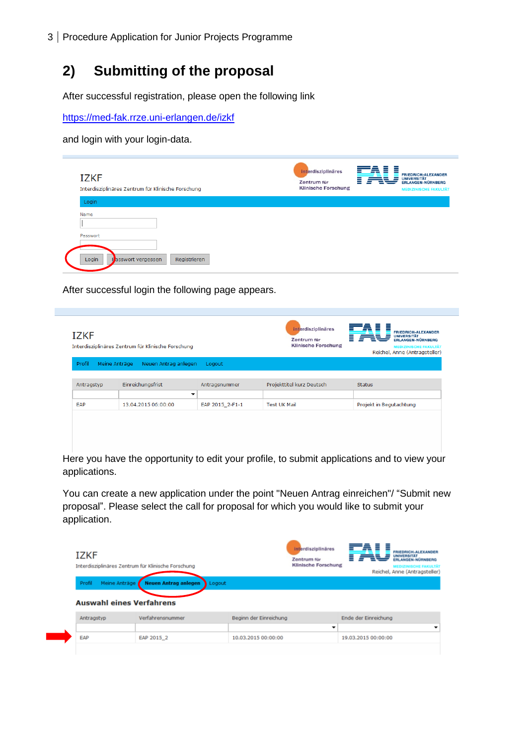## 2) Submitting of the proposal

After successful registration, please open the following link

https://med-fak.rrze.uni-erlangen.de/izkf

and login with your login-data.

IZKF

Interdisziplinäres Zentrum für Klinische Forschung

Login

Name

Passwort

Login | Passwort vergessen | Registrieren

After successful login the following page appears.

IZKF

Interdisziplinäres Zentrum für Klinische Forschung

Reichel, Anne (Antragsteller)

Profil | Meine Anträge | Neuen Antrag anlegen | Logout

| Antragstyp | Einreichungsfrist | Antragsnummer | Projekttitel kurz Deutsch | Status |
|---|---|---|---|---|
| EAP | 13.04.2015 06:00:00 | EAP 2015_2-F1-1 | Test UK Mail | Projekt in Begutachtung |

Here you have the opportunity to edit your profile, to submit applications and to view your applications.

You can create a new application under the point "Neuen Antrag einreichen"/ "Submit new proposal". Please select the call for proposal for which you would like to submit your application.

IZKF

Interdisziplinäres Zentrum für Klinische Forschung

Reichel, Anne (Antragsteller)

Profil | Meine Anträge | **Neuen Antrag anlegen** | Logout

**Auswahl eines Verfahrens**

| Antragstyp | Verfahrensnummer | Beginn der Einreichung | Ende der Einreichung |
|---|---|---|---|
| EAP | EAP 2015_2 | 10.03.2015 00:00:00 | 19.03.2015 00:00:00 |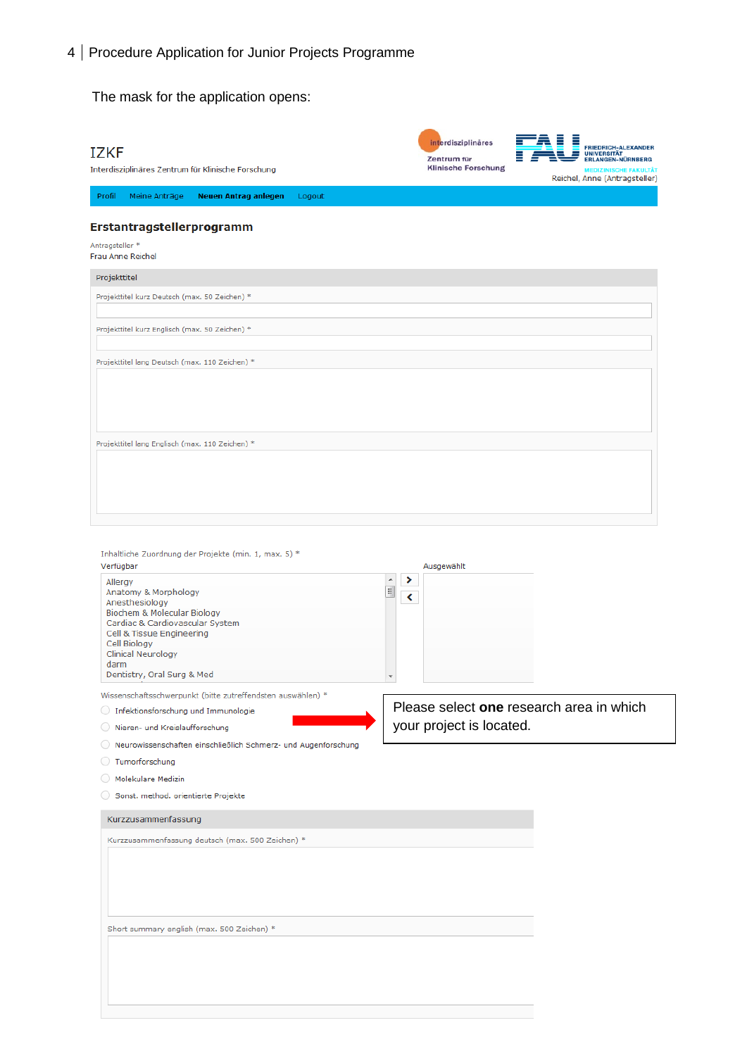The mask for the application opens:

IZKF

Interdisziplinäres Zentrum für Klinische Forschung

interdisziplinäres Zentrum für Klinische Forschung

FAU FRIEDRICH-ALEXANDER UNIVERSITÄT ERLANGEN-NÜRNBERG MEDIZINISCHE FAKULTÄT

Reichel, Anne (Antragsteller)

Profil | Meine Anträge | Neuen Antrag anlegen | Logout

**Erstantragstellerprogramm**

Antragsteller *

Frau Anne Reichel

Projekttitel

Projekttitel kurz Deutsch (max. 50 Zeichen) *

Projekttitel kurz Englisch (max. 50 Zeichen) *

Projekttitel lang Deutsch (max. 110 Zeichen) *

Projekttitel lang Englisch (max. 110 Zeichen) *

Inhaltliche Zuordnung der Projekte (min. 1, max. 5) *

Verfügbar

- Allergy
- Anatomy & Morphology
- Anesthesiology
- Biochem & Molecular Biology
- Cardiac & Cardiovascular System
- Cell & Tissue Engineering
- Cell Biology
- Clinical Neurology
- darm
- Dentistry, Oral Surg & Med

Ausgewählt

Wissenschaftsschwerpunkt (bitte zutreffendsten auswählen) *

- Infektionsforschung und Immunologie
- Nieren- und Kreislaufforschung
- Neurowissenschaften einschließlich Schmerz- und Augenforschung
- Tumorforschung
- Molekulare Medizin
- Sonst. method. orientierte Projekte

Please select **one** research area in which your project is located.

Kurzzusammenfassung

Kurzzusammenfassung deutsch (max. 500 Zeichen) *

Short summary english (max. 500 Zeichen) *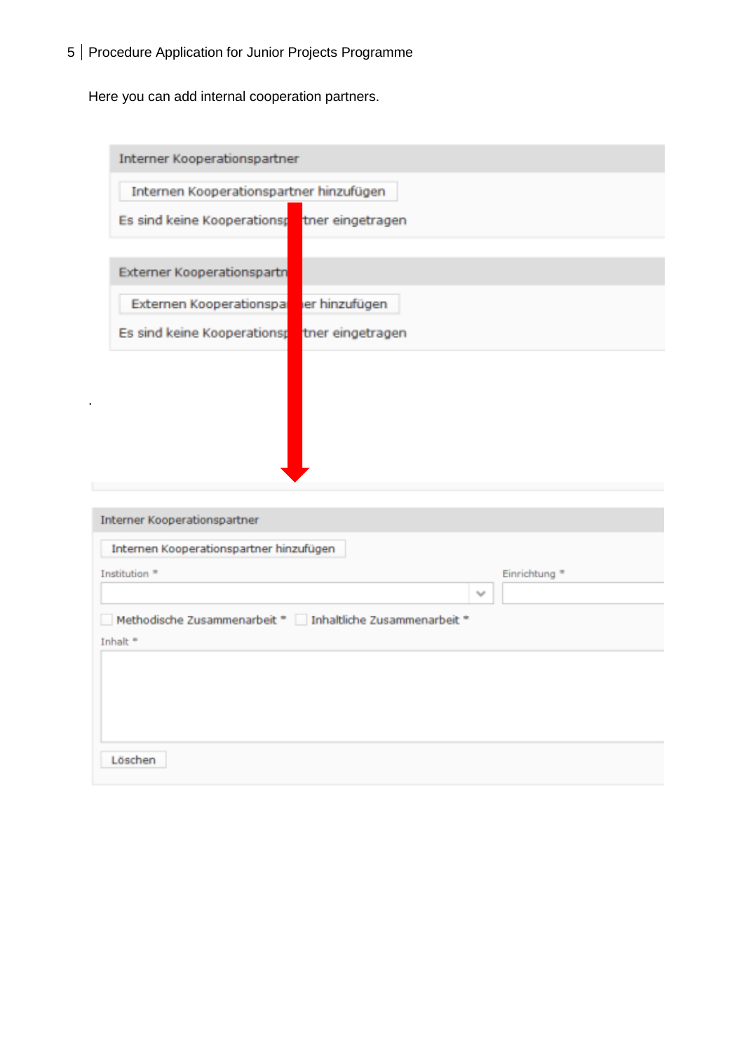Here you can add internal cooperation partners.

Interner Kooperationspartner

Internen Kooperationspartner hinzufügen

Es sind keine Kooperationspartner eingetragen

Externer Kooperationspartner

Externen Kooperationspartner hinzufügen

Es sind keine Kooperationspartner eingetragen

.

Interner Kooperationspartner

Internen Kooperationspartner hinzufügen

Institution *

Einrichtung *

Methodische Zusammenarbeit * Inhaltliche Zusammenarbeit *

Inhalt *

Löschen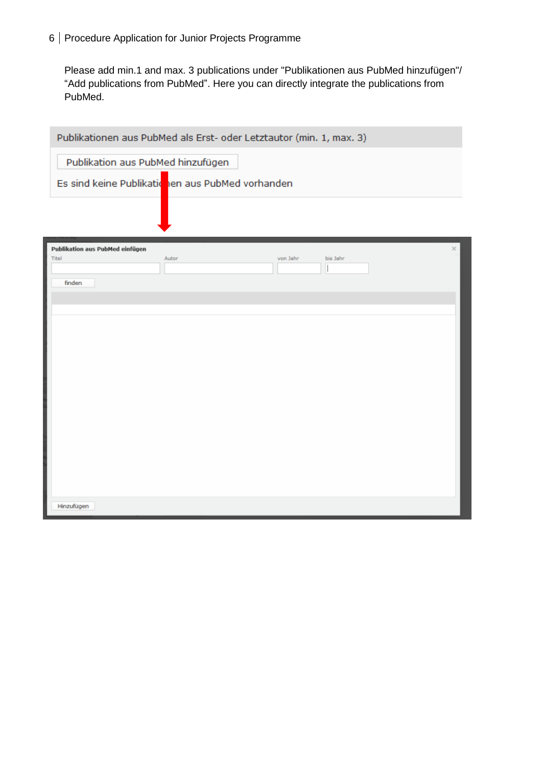Please add min.1 and max. 3 publications under "Publikationen aus PubMed hinzufügen"/ “Add publications from PubMed”. Here you can directly integrate the publications from PubMed.

Publikationen aus PubMed als Erst- oder Letztautor (min. 1, max. 3)

Publikation aus PubMed hinzufügen

Es sind keine Publikationen aus PubMed vorhanden

Publikation aus PubMed einfügen

Titel | Autor | von Jahr | bis Jahr

finden

Hinzufügen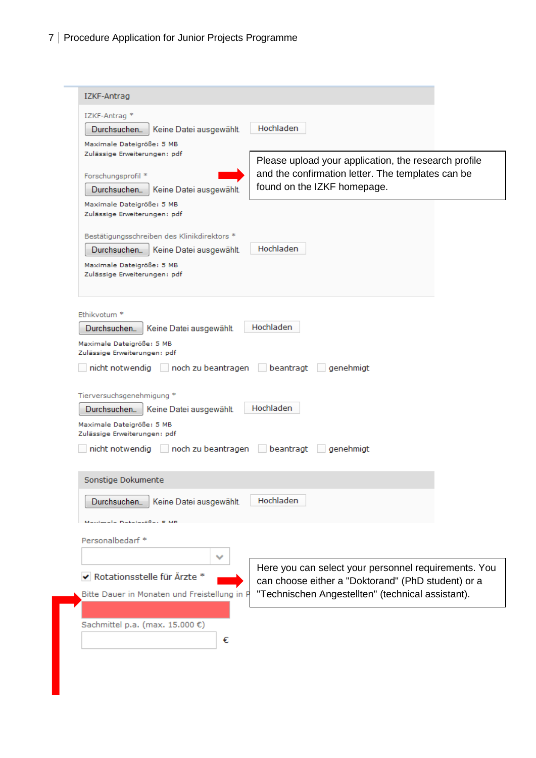## IZKF-Antrag

IZKF-Antrag *

Durchsuchen... Keine Datei ausgewählt. Hochladen

Maximale Dateigröße: 5 MB
Zulässige Erweiterungen: pdf

Forschungsprofil *

Durchsuchen... Keine Datei ausgewählt.

Maximale Dateigröße: 5 MB
Zulässige Erweiterungen: pdf

Bestätigungsschreiben des Klinikdirektors *

Durchsuchen... Keine Datei ausgewählt. Hochladen

Maximale Dateigröße: 5 MB
Zulässige Erweiterungen: pdf

Please upload your application, the research profile and the confirmation letter. The templates can be found on the IZKF homepage.

Ethikvotum *

Durchsuchen... Keine Datei ausgewählt. Hochladen

Maximale Dateigröße: 5 MB
Zulässige Erweiterungen: pdf

☐ nicht notwendig ☐ noch zu beantragen ☐ beantragt ☐ genehmigt

Tierversuchsgenehmigung *

Durchsuchen... Keine Datei ausgewählt. Hochladen

Maximale Dateigröße: 5 MB
Zulässige Erweiterungen: pdf

☐ nicht notwendig ☐ noch zu beantragen ☐ beantragt ☐ genehmigt

## Sonstige Dokumente

Durchsuchen... Keine Datei ausgewählt. Hochladen

Maximale Dateigröße: 5 MB

Personalbedarf *

☑ Rotationsstelle für Ärzte *

Bitte Dauer in Monaten und Freistellung in P

Sachmittel p.a. (max. 15.000 €)

€

Here you can select your personnel requirements. You can choose either a "Doktorand" (PhD student) or a "Technischen Angestellten" (technical assistant).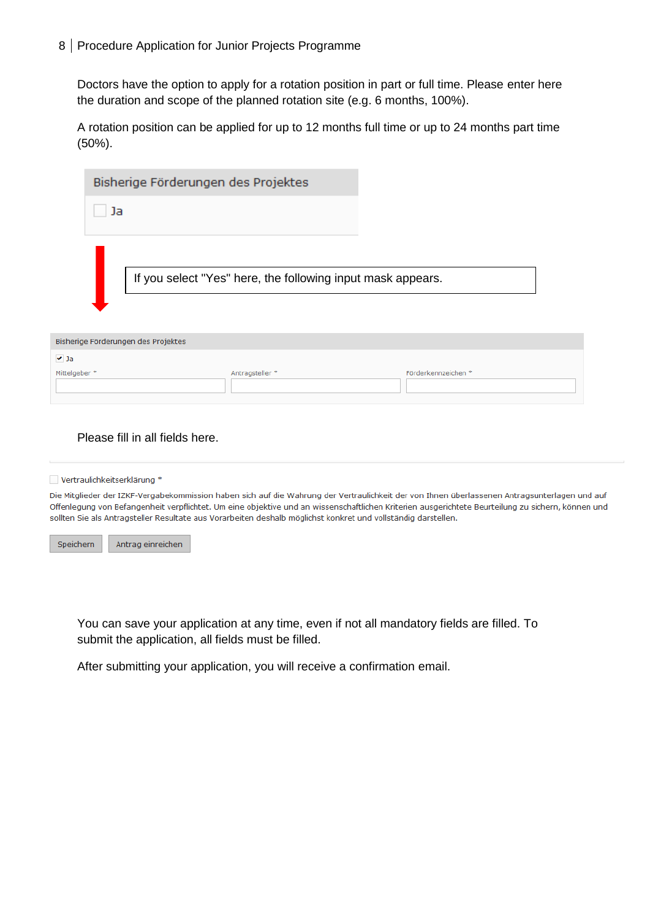Doctors have the option to apply for a rotation position in part or full time. Please enter here the duration and scope of the planned rotation site (e.g. 6 months, 100%).

A rotation position can be applied for up to 12 months full time or up to 24 months part time (50%).

Bisherige Förderungen des Projektes

☐ Ja

If you select "Yes" here, the following input mask appears.

Bisherige Förderungen des Projektes

☑ Ja

Mittelgeber * | Antragsteller * | Förderkennzeichen *

Please fill in all fields here.

☐ Vertraulichkeitserklärung *

Die Mitglieder der IZKF-Vergabekommission haben sich auf die Wahrung der Vertraulichkeit der von Ihnen überlassenen Antragsunterlagen und auf Offenlegung von Befangenheit verpflichtet. Um eine objektive und an wissenschaftlichen Kriterien ausgerichtete Beurteilung zu sichern, können und sollten Sie als Antragsteller Resultate aus Vorarbeiten deshalb möglichst konkret und vollständig darstellen.

Speichern | Antrag einreichen

You can save your application at any time, even if not all mandatory fields are filled. To submit the application, all fields must be filled.

After submitting your application, you will receive a confirmation email.